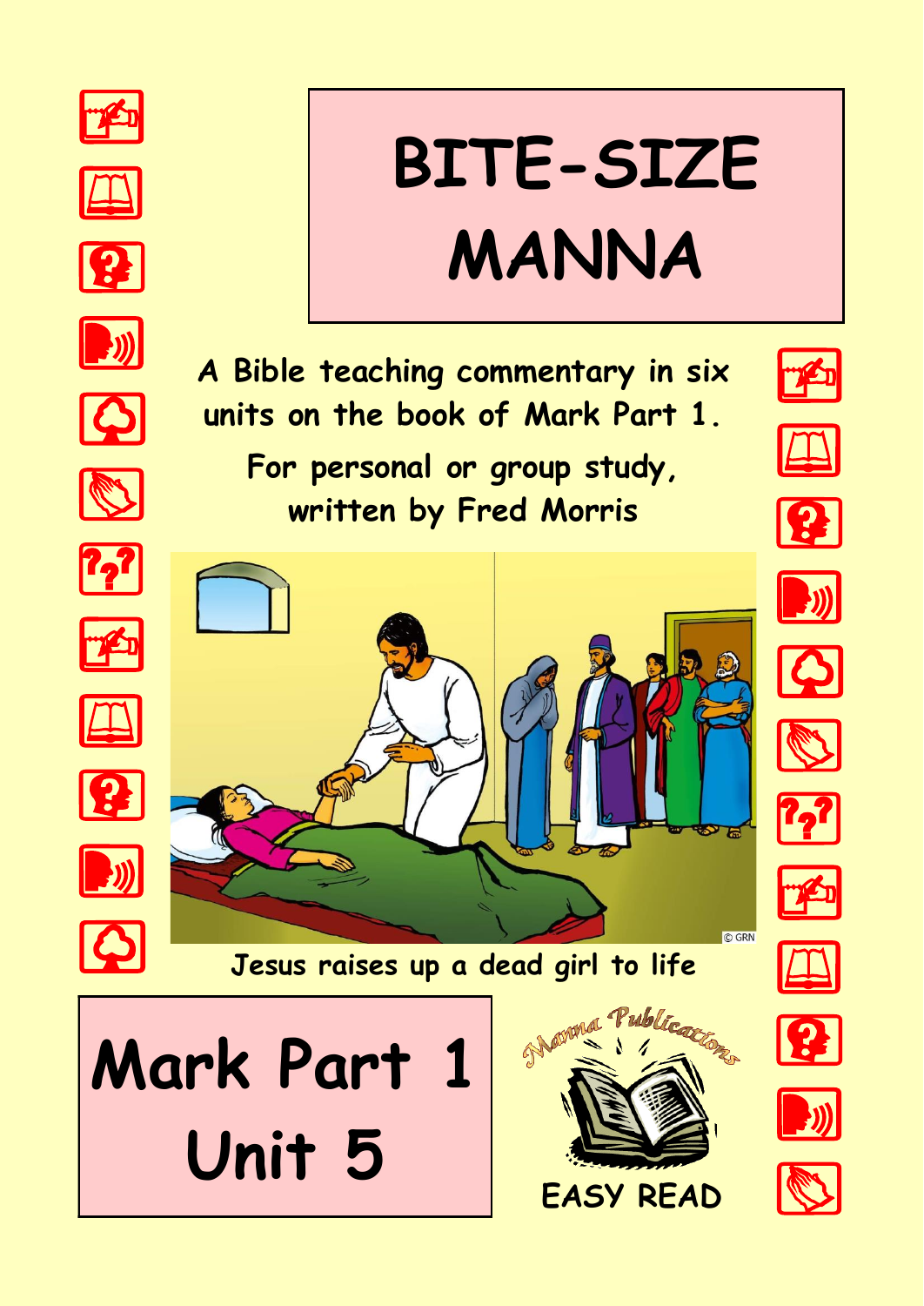# BITE-SIZE MANNA

A Bible teaching commentary in six units on the book of Mark Part 1.

For personal or group study, written by Fred Morris

Jesus raises up a dead girl to life

## Mark Part 1 Unit 5

Manna Publications

EASY READ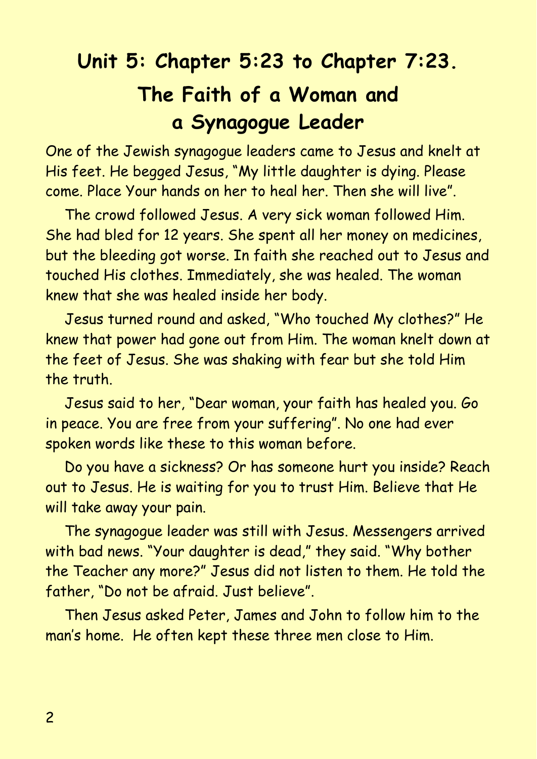# Unit 5: Chapter 5:23 to Chapter 7:23.

## The Faith of a Woman and a Synagogue Leader

One of the Jewish synagogue leaders came to Jesus and knelt at His feet. He begged Jesus, "My little daughter is dying. Please come. Place Your hands on her to heal her. Then she will live".

The crowd followed Jesus. A very sick woman followed Him. She had bled for 12 years. She spent all her money on medicines, but the bleeding got worse. In faith she reached out to Jesus and touched His clothes. Immediately, she was healed. The woman knew that she was healed inside her body.

Jesus turned round and asked, "Who touched My clothes?" He knew that power had gone out from Him. The woman knelt down at the feet of Jesus. She was shaking with fear but she told Him the truth.

Jesus said to her, "Dear woman, your faith has healed you. Go in peace. You are free from your suffering". No one had ever spoken words like these to this woman before.

Do you have a sickness? Or has someone hurt you inside? Reach out to Jesus. He is waiting for you to trust Him. Believe that He will take away your pain.

The synagogue leader was still with Jesus. Messengers arrived with bad news. "Your daughter is dead," they said. "Why bother the Teacher any more?" Jesus did not listen to them. He told the father, "Do not be afraid. Just believe".

Then Jesus asked Peter, James and John to follow him to the man's home. He often kept these three men close to Him.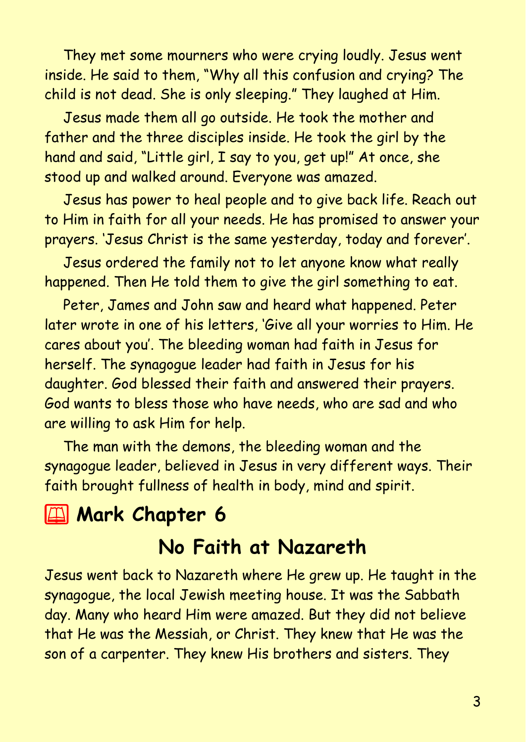They met some mourners who were crying loudly. Jesus went inside. He said to them, "Why all this confusion and crying? The child is not dead. She is only sleeping." They laughed at Him.

Jesus made them all go outside. He took the mother and father and the three disciples inside. He took the girl by the hand and said, "Little girl, I say to you, get up!" At once, she stood up and walked around. Everyone was amazed.

Jesus has power to heal people and to give back life. Reach out to Him in faith for all your needs. He has promised to answer your prayers. 'Jesus Christ is the same yesterday, today and forever'.

Jesus ordered the family not to let anyone know what really happened. Then He told them to give the girl something to eat.

Peter, James and John saw and heard what happened. Peter later wrote in one of his letters, 'Give all your worries to Him. He cares about you'. The bleeding woman had faith in Jesus for herself. The synagogue leader had faith in Jesus for his daughter. God blessed their faith and answered their prayers. God wants to bless those who have needs, who are sad and who are willing to ask Him for help.

The man with the demons, the bleeding woman and the synagogue leader, believed in Jesus in very different ways. Their faith brought fullness of health in body, mind and spirit.

## 🕮 Mark Chapter 6

### No Faith at Nazareth

Jesus went back to Nazareth where He grew up. He taught in the synagogue, the local Jewish meeting house. It was the Sabbath day. Many who heard Him were amazed. But they did not believe that He was the Messiah, or Christ. They knew that He was the son of a carpenter. They knew His brothers and sisters. They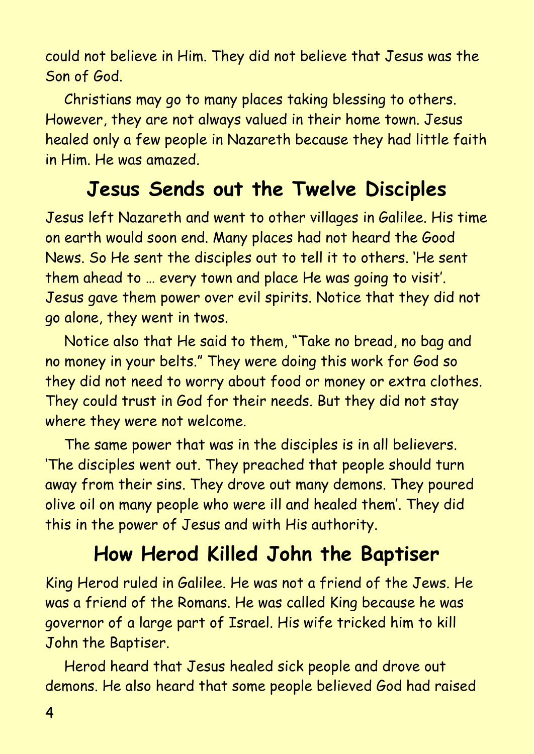could not believe in Him. They did not believe that Jesus was the Son of God.

Christians may go to many places taking blessing to others. However, they are not always valued in their home town. Jesus healed only a few people in Nazareth because they had little faith in Him. He was amazed.

## Jesus Sends out the Twelve Disciples

Jesus left Nazareth and went to other villages in Galilee. His time on earth would soon end. Many places had not heard the Good News. So He sent the disciples out to tell it to others. 'He sent them ahead to … every town and place He was going to visit'. Jesus gave them power over evil spirits. Notice that they did not go alone, they went in twos.

Notice also that He said to them, "Take no bread, no bag and no money in your belts." They were doing this work for God so they did not need to worry about food or money or extra clothes. They could trust in God for their needs. But they did not stay where they were not welcome.

The same power that was in the disciples is in all believers. 'The disciples went out. They preached that people should turn away from their sins. They drove out many demons. They poured olive oil on many people who were ill and healed them'. They did this in the power of Jesus and with His authority.

## How Herod Killed John the Baptiser

King Herod ruled in Galilee. He was not a friend of the Jews. He was a friend of the Romans. He was called King because he was governor of a large part of Israel. His wife tricked him to kill John the Baptiser.

Herod heard that Jesus healed sick people and drove out demons. He also heard that some people believed God had raised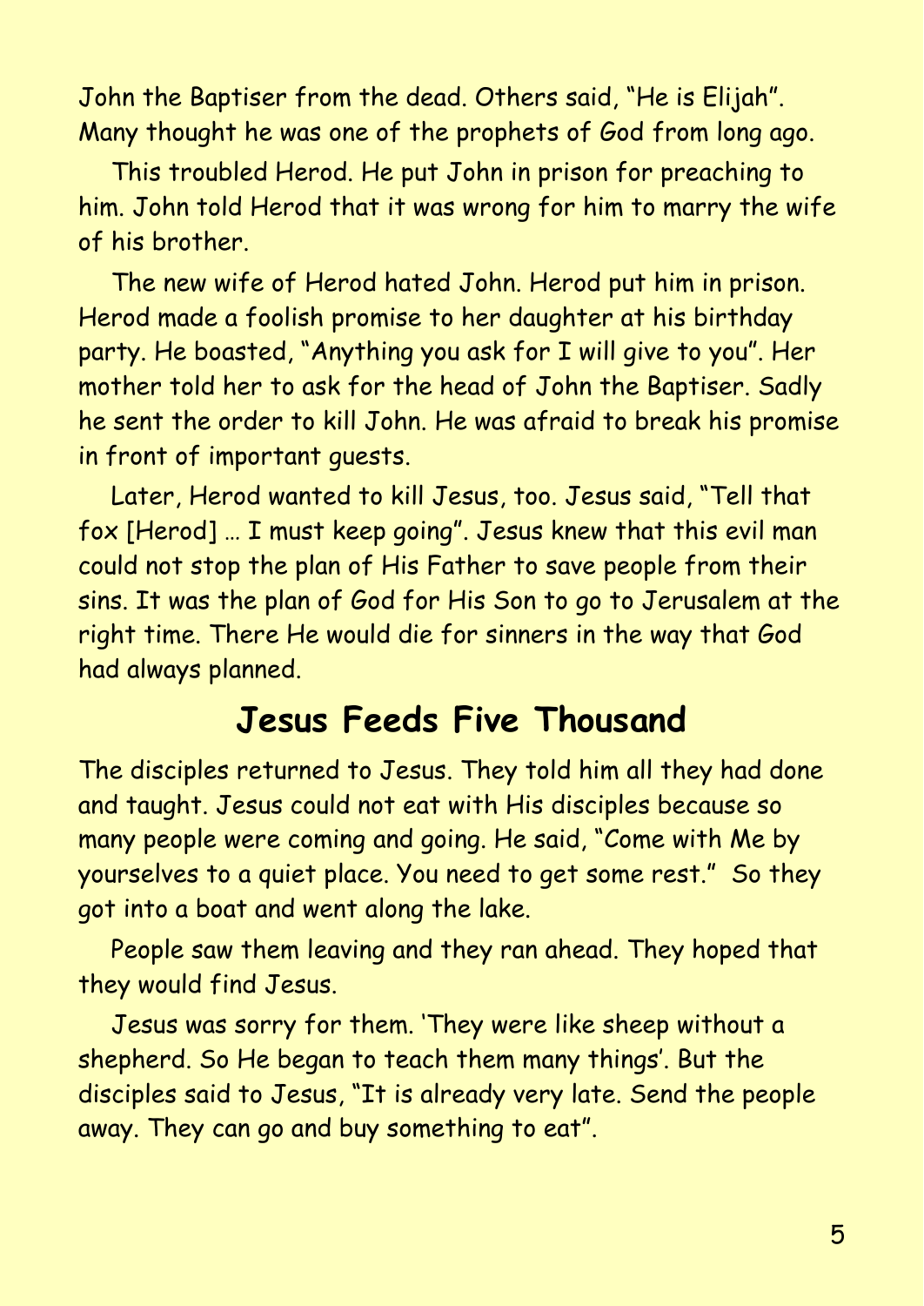John the Baptiser from the dead. Others said, "He is Elijah". Many thought he was one of the prophets of God from long ago.

This troubled Herod. He put John in prison for preaching to him. John told Herod that it was wrong for him to marry the wife of his brother.

The new wife of Herod hated John. Herod put him in prison. Herod made a foolish promise to her daughter at his birthday party. He boasted, "Anything you ask for I will give to you". Her mother told her to ask for the head of John the Baptiser. Sadly he sent the order to kill John. He was afraid to break his promise in front of important guests.

Later, Herod wanted to kill Jesus, too. Jesus said, "Tell that fox [Herod] … I must keep going". Jesus knew that this evil man could not stop the plan of His Father to save people from their sins. It was the plan of God for His Son to go to Jerusalem at the right time. There He would die for sinners in the way that God had always planned.

## Jesus Feeds Five Thousand

The disciples returned to Jesus. They told him all they had done and taught. Jesus could not eat with His disciples because so many people were coming and going. He said, "Come with Me by yourselves to a quiet place. You need to get some rest." So they got into a boat and went along the lake.

People saw them leaving and they ran ahead. They hoped that they would find Jesus.

Jesus was sorry for them. 'They were like sheep without a shepherd. So He began to teach them many things'. But the disciples said to Jesus, "It is already very late. Send the people away. They can go and buy something to eat".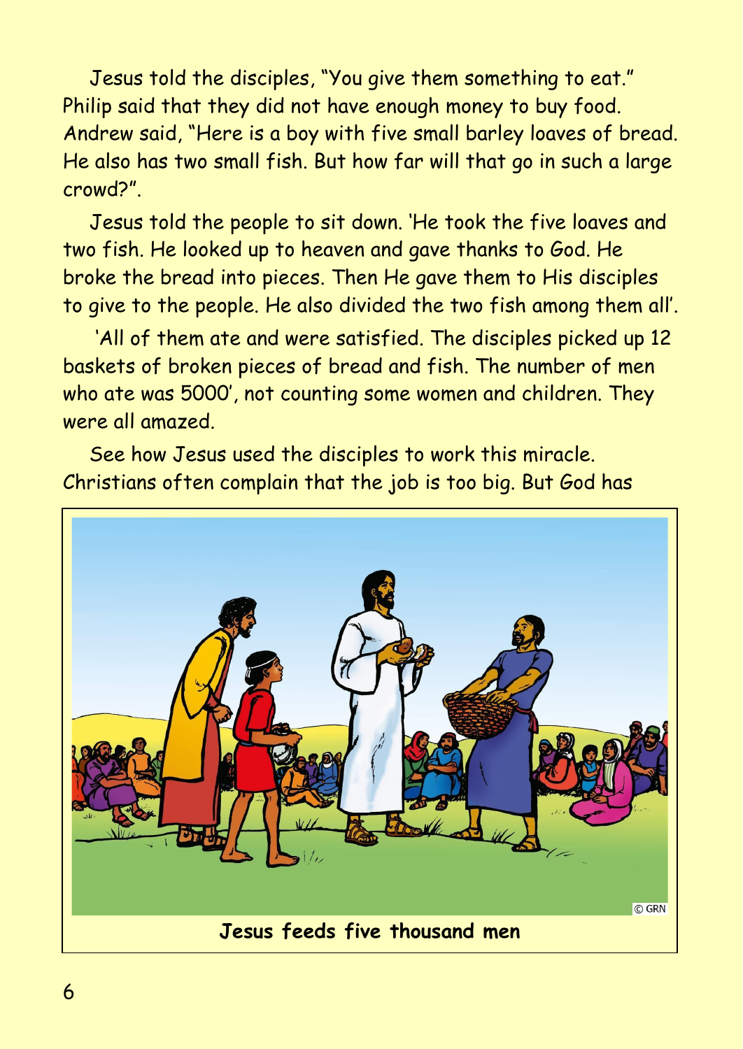Jesus told the disciples, "You give them something to eat." Philip said that they did not have enough money to buy food. Andrew said, "Here is a boy with five small barley loaves of bread. He also has two small fish. But how far will that go in such a large crowd?".

Jesus told the people to sit down. 'He took the five loaves and two fish. He looked up to heaven and gave thanks to God. He broke the bread into pieces. Then He gave them to His disciples to give to the people. He also divided the two fish among them all'.

'All of them ate and were satisfied. The disciples picked up 12 baskets of broken pieces of bread and fish. The number of men who ate was 5000', not counting some women and children. They were all amazed.

See how Jesus used the disciples to work this miracle. Christians often complain that the job is too big. But God has

**Jesus feeds five thousand men**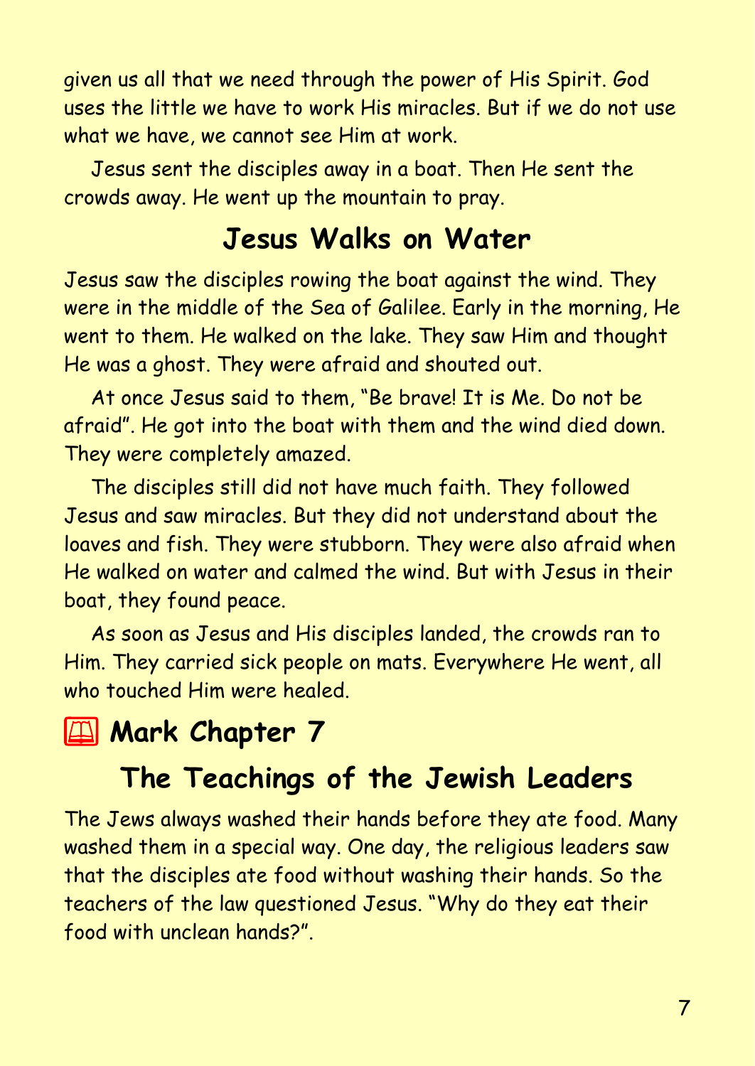given us all that we need through the power of His Spirit. God uses the little we have to work His miracles. But if we do not use what we have, we cannot see Him at work.

Jesus sent the disciples away in a boat. Then He sent the crowds away. He went up the mountain to pray.

## Jesus Walks on Water

Jesus saw the disciples rowing the boat against the wind. They were in the middle of the Sea of Galilee. Early in the morning, He went to them. He walked on the lake. They saw Him and thought He was a ghost. They were afraid and shouted out.

At once Jesus said to them, “Be brave! It is Me. Do not be afraid”. He got into the boat with them and the wind died down. They were completely amazed.

The disciples still did not have much faith. They followed Jesus and saw miracles. But they did not understand about the loaves and fish. They were stubborn. They were also afraid when He walked on water and calmed the wind. But with Jesus in their boat, they found peace.

As soon as Jesus and His disciples landed, the crowds ran to Him. They carried sick people on mats. Everywhere He went, all who touched Him were healed.

# 📖 Mark Chapter 7

## The Teachings of the Jewish Leaders

The Jews always washed their hands before they ate food. Many washed them in a special way. One day, the religious leaders saw that the disciples ate food without washing their hands. So the teachers of the law questioned Jesus. “Why do they eat their food with unclean hands?”.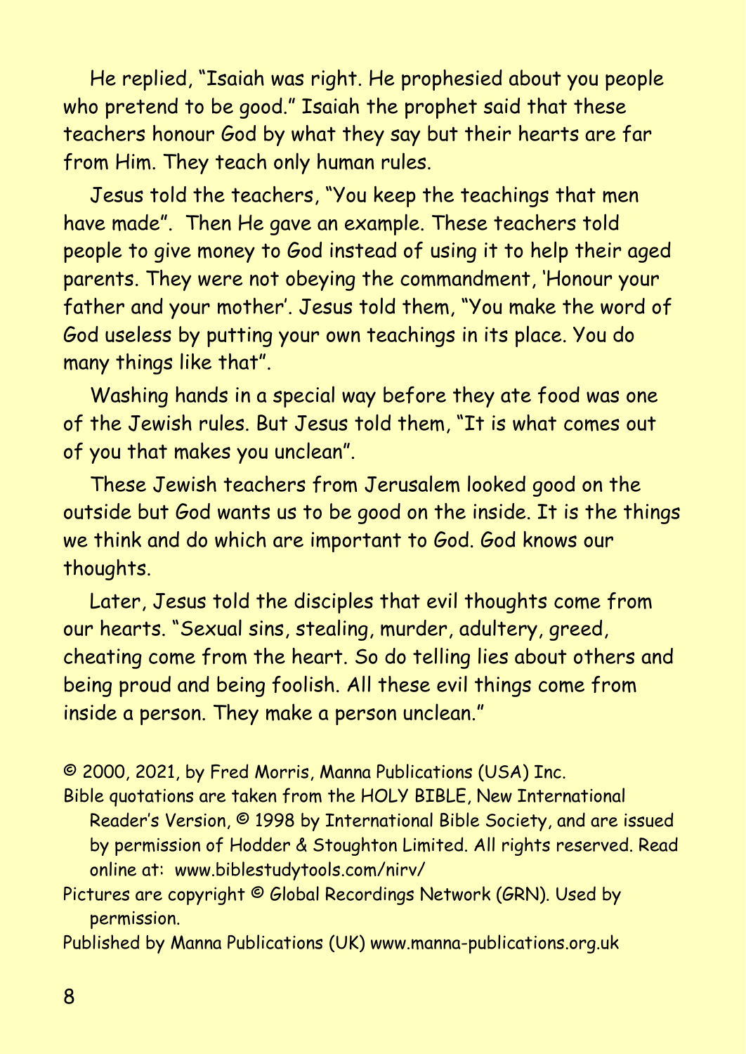He replied, “Isaiah was right. He prophesied about you people who pretend to be good.” Isaiah the prophet said that these teachers honour God by what they say but their hearts are far from Him. They teach only human rules.

Jesus told the teachers, “You keep the teachings that men have made”. Then He gave an example. These teachers told people to give money to God instead of using it to help their aged parents. They were not obeying the commandment, ‘Honour your father and your mother’. Jesus told them, “You make the word of God useless by putting your own teachings in its place. You do many things like that”.

Washing hands in a special way before they ate food was one of the Jewish rules. But Jesus told them, “It is what comes out of you that makes you unclean”.

These Jewish teachers from Jerusalem looked good on the outside but God wants us to be good on the inside. It is the things we think and do which are important to God. God knows our thoughts.

Later, Jesus told the disciples that evil thoughts come from our hearts. “Sexual sins, stealing, murder, adultery, greed, cheating come from the heart. So do telling lies about others and being proud and being foolish. All these evil things come from inside a person. They make a person unclean.”

© 2000, 2021, by Fred Morris, Manna Publications (USA) Inc.

Bible quotations are taken from the HOLY BIBLE, New International Reader’s Version, © 1998 by International Bible Society, and are issued by permission of Hodder & Stoughton Limited. All rights reserved. Read online at: www.biblestudytools.com/nirv/

Pictures are copyright © Global Recordings Network (GRN). Used by permission.

Published by Manna Publications (UK) www.manna-publications.org.uk